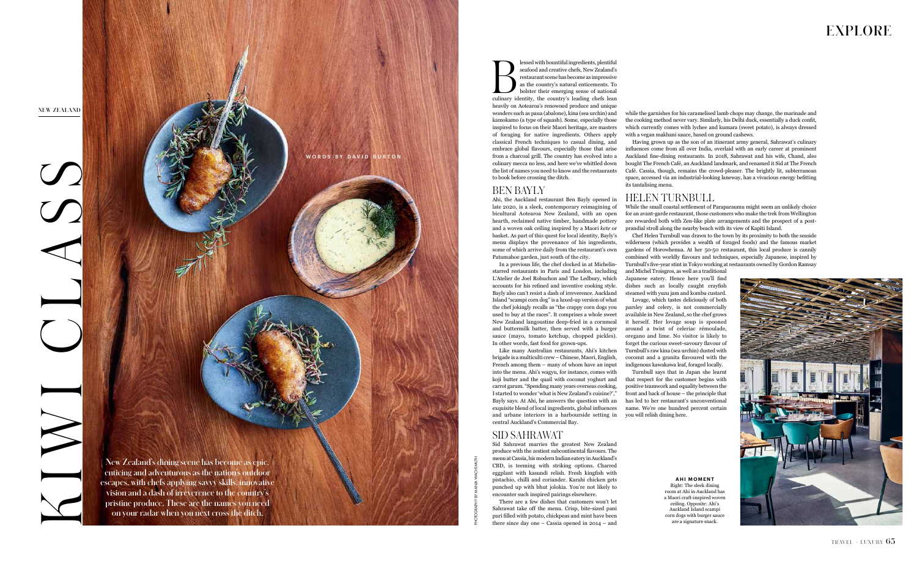# KIWI CLASS

WORDS BY DAVID BURTON

**New Zealand's dining scene has become as epic, enticing and adventurous as the nation's outdoor escapes, with chefs applying savvy skills, innovative vision and a dash of irreverence to the country's pristine produce. These are the names you need on your radar when you next cross the ditch.**

Blessed with bountiful ingredients, plentiful seafood and creative chefs, New Zealand's restaurant scene has become as impressive as the country's natural enticements. To bolster their emerging sense of national culinary identity, the country's leading chefs lean heavily on Aotearoa's renowned produce and unique wonders such as paua (abalone), kina (sea urchin) and kamokamo (a type of squash). Some, especially those inspired to focus on their Maori heritage, are masters of foraging for native ingredients. Others apply classical French techniques to casual dining, and embrace global flavours, especially those that arise from a charcoal grill. The country has evolved into a culinary mecca no less, and here we've whittled down the list of names you need to know and the restaurants to book before crossing the ditch.

## BEN BAYLY

Ahi, the Auckland restaurant Ben Bayly opened in late 2020, is a sleek, contemporary reimagining of bicultural Aotearoa New Zealand, with an open hearth, reclaimed native timber, handmade pottery and a woven oak ceiling inspired by a Maori *kete* or basket. As part of this quest for local identity, Bayly's menu displays the provenance of his ingredients, some of which arrive daily from the restaurant's own Patumahoe garden, just south of the city.

In a previous life, the chef clocked in at Michelin-starred restaurants in Paris and London, including L'Atelier de Joel Robuchon and The Ledbury, which accounts for his refined and inventive cooking style. Bayly also can't resist a dash of irreverence. Auckland Island "scampi corn dog" is a luxed-up version of what the chef jokingly recalls as "the crappy corn dogs you used to buy at the races". It comprises a whole sweet New Zealand langoustine deep-fried in a cornmeal and buttermilk batter, then served with a burger sauce (mayo, tomato ketchup, chopped pickles). In other words, fast food for grown-ups.

Like many Australian restaurants, Ahi's kitchen brigade is a multiculti crew – Chinese, Maori, English, French among them – many of whom have an input into the menu. Ahi's wagyu, for instance, comes with koji butter and the quail with coconut yoghurt and carrot garum. "Spending many years overseas cooking, I started to wonder 'what is New Zealand's cuisine?'," Bayly says. At Ahi, he answers the question with an exquisite blend of local ingredients, global influences and urbane interiors in a harbourside setting in central Auckland's Commercial Bay.

## SID SAHRAWAT

Sid Sahrawat marries the greatest New Zealand produce with the zestiest subcontinental flavours. The menu at Cassia, his modern Indian eatery in Auckland's CBD, is teeming with striking options. Charred eggplant with kasundi relish. Fresh kingfish with pistachio, chilli and coriander. Karahi chicken gets punched up with bhut jolokia. You're not likely to encounter such inspired pairings elsewhere.

There are a few dishes that customers won't let Sahrawat take off the menu. Crisp, bite-sized pani puri filled with potato, chickpeas and mint have been there since day one – Cassia opened in 2014 – and while the garnishes for his caramelised lamb chops may change, the marinade and the cooking method never vary. Similarly, his Delhi duck, essentially a duck confit, which currently comes with lychee and kumara (sweet potato), is always dressed with a vegan makhani sauce, based on ground cashews.

Having grown up as the son of an itinerant army general, Sahrawat's culinary influences come from all over India, overlaid with an early career at prominent Auckland fine-dining restaurants. In 2018, Sahrawat and his wife, Chand, also bought The French Café, an Auckland landmark, and renamed it Sid at The French Café. Cassia, though, remains the crowd-pleaser. The brightly lit, subterranean space, accessed via an industrial-looking laneway, has a vivacious energy befitting its tantalising menu.

## HELEN TURNBULL

While the small coastal settlement of Paraparaumu might seem an unlikely choice for an avant-garde restaurant, those customers who make the trek from Wellington are rewarded both with Zen-like plate arrangements and the prospect of a post-prandial stroll along the nearby beach with its view of Kapiti Island.

Chef Helen Turnbull was drawn to the town by its proximity to both the seaside wilderness (which provides a wealth of foraged foods) and the famous market gardens of Horowhenua. At her 50-50 restaurant, this local produce is cannily combined with worldly flavours and techniques, especially Japanese, inspired by Turnbull's five-year stint in Tokyo working at restaurants owned by Gordon Ramsay and Michel Troisgros, as well as a traditional Japanese eatery. Hence here you'll find dishes such as locally caught crayfish steamed with yuzu jam and kombu custard.

Lovage, which tastes deliciously of both parsley and celery, is not commercially available in New Zealand, so the chef grows it herself. Her lovage soup is spooned around a twist of celeriac rémoulade, oregano and lime. No visitor is likely to forget the curious sweet-savoury flavour of Turnbull's raw kina (sea urchin) dusted with coconut and a granita flavoured with the indigenous kawakawa leaf, foraged locally.

Turnbull says that in Japan she learnt that respect for the customer begins with positive teamwork and equality between the front and back of house – the principle that has led to her restaurant's unconventional name. We're one hundred percent certain you will relish dining here.

**AHI MOMENT**
Right: The sleek dining room at Ahi in Auckland has a Maori craft-inspired woven ceiling. Opposite: Ahi's Auckland Island scampi corn dogs with burger sauce are a signature snack.

PHOTOGRAPHY BY MANJA WACHSMUTH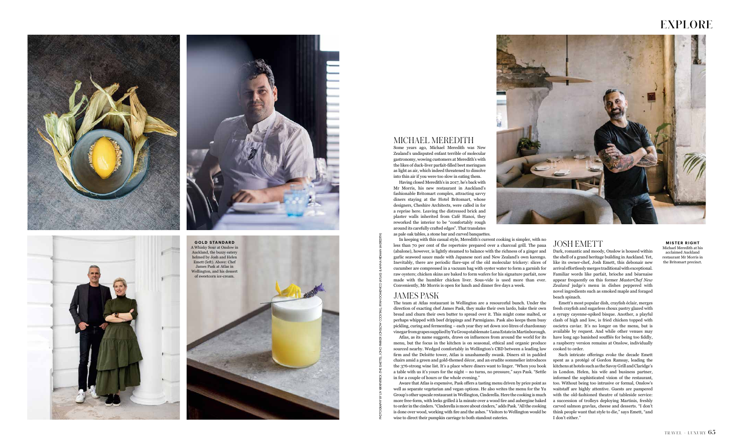## MICHAEL MEREDITH

Some years ago, Michael Meredith was New Zealand's undisputed enfant terrible of molecular gastronomy, wowing customers at Meredith's with the likes of duck-liver parfait-filled beet meringues as light as air, which indeed threatened to dissolve into thin air if you were too slow in eating them.

Having closed Meredith's in 2017, he's back with Mr Morris, his new restaurant in Auckland's fashionable Britomart complex, attracting savvy diners staying at the Hotel Britomart, whose designers, Cheshire Architects, were called in for a reprise here. Leaving the distressed brick and plaster walls inherited from Café Hanoi, they reworked the interior to be "comfortably rough around its carefully crafted edges". That translates as pale oak tables, a stone bar and curved banquettes.

In keeping with this casual style, Meredith's current cooking is simpler, with no less than 70 per cent of the repertoire prepared over a charcoal grill. The paua (abalone), however, is lightly steamed to balance with the richness of a ginger and garlic seaweed sauce made with Japanese nori and New Zealand's own karengo. Inevitably, there are periodic flare-ups of the old molecular trickery: slices of cucumber are compressed in a vacuum bag with oyster water to form a garnish for raw oysters; chicken skins are baked to form wafers for his signature parfait, now made with the humbler chicken liver. Sous-vide is used more than ever. Conveniently, Mr Morris is open for lunch and dinner five days a week.

## JAMES PASK

The team at Atlas restaurant in Wellington are a resourceful bunch. Under the direction of exacting chef James Pask, they make their own lardo, bake their own bread and churn their own butter to spread over it. This might come malted, or perhaps whipped with beef drippings and Parmigiano. Pask also keeps them busy pickling, curing and fermenting – each year they set down 100 litres of chardonnay vinegar from grapes supplied by Yu Group stablemate Luna Estate in Martinborough.

Atlas, as its name suggests, draws on influences from around the world for its menu, but the focus in the kitchen is on seasonal, ethical and organic produce sourced nearby. Wedged comfortably in Wellington's CBD between a leading law firm and the Deloitte tower, Atlas is unashamedly swank. Diners sit in padded chairs amid a green and gold-themed décor, and an erudite sommelier introduces the 376-strong wine list. It's a place where diners want to linger. "When you book a table with us it's yours for the night – no turns, no pressure," says Pask. "Settle in for a couple of hours or the whole evening."

Aware that Atlas is expensive, Pask offers a tasting menu driven by price point as well as separate vegetarian and vegan options. He also writes the menu for the Yu Group's other upscale restaurant in Wellington, Cinderella. Here the cooking is much more free-form, with leeks grilled à la minute over a wood fire and aubergine baked to order in the cinders. "Cinderella is more about cinders," adds Pask. "All the cooking is done over wood, working with fire and the ashes." Visitors to Wellington would be wise to direct their pumpkin carriage to both standout eateries.

## JOSH EMETT

Dark, romantic and moody, Onslow is housed within the shell of a grand heritage building in Auckland. Yet, like its owner-chef, Josh Emett, this debonair new arrival effortlessly merges traditional with exceptional. Familiar words like parfait, brioche and béarnaise appear frequently on this former *MasterChef New Zealand* judge's menu in dishes peppered with novel ingredients such as smoked maple and foraged beach spinach.

Emett's most popular dish, crayfish éclair, merges fresh crayfish and sugarless choux pastry glazed with a syrupy cayenne-spiked bisque. Another, a playful clash of high and low, is fried chicken topped with oscietra caviar. It's no longer on the menu, but is available by request. And while other venues may have long ago banished soufflés for being too fiddly, a raspberry version remains at Onslow, individually cooked to order.

Such intricate offerings evoke the decade Emett spent as a protégé of Gordon Ramsay, leading the kitchens at hotels such as the Savoy Grill and Claridge's in London. Helen, his wife and business partner, informed the sophisticated vision of the restaurant, too. Without being too intrusive or formal, Onslow's waitstaff are highly attentive. Guests are pampered with the old-fashioned theatre of tableside service: a succession of trolleys deploying Martinis, freshly carved salmon gravlax, cheese and desserts. "I don't think people want that style to die," says Emett, "and I don't either."

**GOLD STANDARD**
A Whisky Sour at Onslow in Auckland, the buzzy eatery helmed by Josh and Helen Emett (left). Above: Chef James Pask at Atlas in Wellington, and his dessert of sweetcorn ice-cream.

**MISTER RIGHT**
Michael Meredith at his acclaimed Auckland restaurant Mr Morris in the Britomart precinct.

PHOTOGRAPHY BY LIV KIRKPATRICK (THE EMETTS), JONO PARKER (ONSLOW COCKTAIL), RYAN DOMENICO (ATLAS) & ANNA KIDMAN (MEREDITH)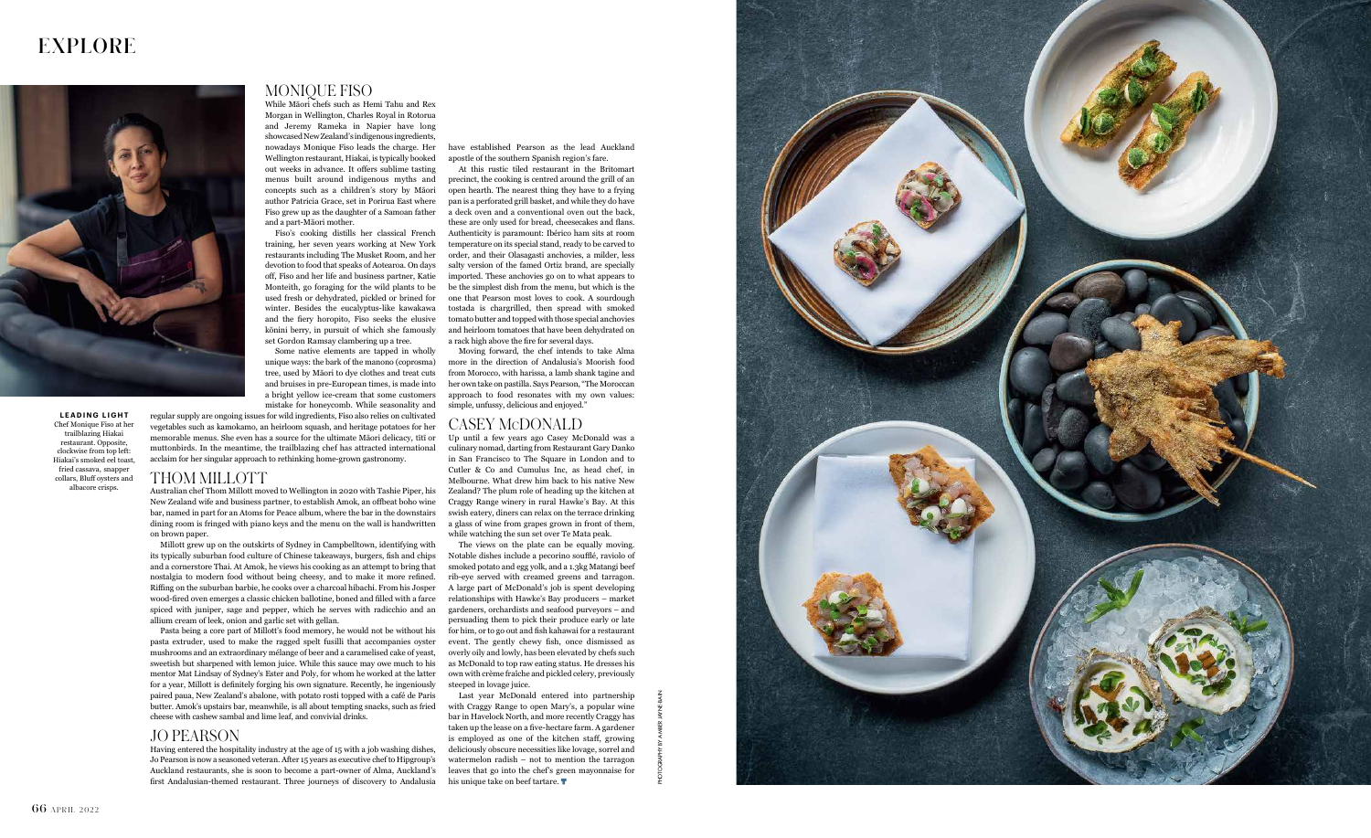# EXPLORE

**LEADING LIGHT**
Chef Monique Fiso at her trailblazing Hiakai restaurant. Opposite, clockwise from top left: Hiakai's smoked eel toast, fried cassava, snapper collars, Bluff oysters and albacore crisps.

## MONIQUE FISO

While Māori chefs such as Hemi Tahu and Rex Morgan in Wellington, Charles Royal in Rotorua and Jeremy Rameka in Napier have long showcased New Zealand's indigenous ingredients, nowadays Monique Fiso leads the charge. Her Wellington restaurant, Hiakai, is typically booked out weeks in advance. It offers sublime tasting menus built around indigenous myths and concepts such as a children's story by Māori author Patricia Grace, set in Porirua East where Fiso grew up as the daughter of a Samoan father and a part-Māori mother.

Fiso's cooking distills her classical French training, her seven years working at New York restaurants including The Musket Room, and her devotion to food that speaks of Aotearoa. On days off, Fiso and her life and business partner, Katie Monteith, go foraging for the wild plants to be used fresh or dehydrated, pickled or brined for winter. Besides the eucalyptus-like kawakawa and the fiery horopito, Fiso seeks the elusive kōnini berry, in pursuit of which she famously set Gordon Ramsay clambering up a tree.

Some native elements are tapped in wholly unique ways: the bark of the manono (coprosma) tree, used by Māori to dye clothes and treat cuts and bruises in pre-European times, is made into a bright yellow ice-cream that some customers mistake for honeycomb. While seasonality and regular supply are ongoing issues for wild ingredients, Fiso also relies on cultivated vegetables such as kamokamo, an heirloom squash, and heritage potatoes for her memorable menus. She even has a source for the ultimate Māori delicacy, tītī or muttonbirds. In the meantime, the trailblazing chef has attracted international acclaim for her singular approach to rethinking home-grown gastronomy.

## THOM MILLOTT

Australian chef Thom Millott moved to Wellington in 2020 with Tashie Piper, his New Zealand wife and business partner, to establish Amok, an offbeat boho wine bar, named in part for an Atoms for Peace album, where the bar in the downstairs dining room is fringed with piano keys and the menu on the wall is handwritten on brown paper.

Millott grew up on the outskirts of Sydney in Campbelltown, identifying with its typically suburban food culture of Chinese takeaways, burgers, fish and chips and a cornerstone Thai. At Amok, he views his cooking as an attempt to bring that nostalgia to modern food without being cheesy, and to make it more refined. Riffing on the suburban barbie, he cooks over a charcoal hibachi. From his Josper wood-fired oven emerges a classic chicken ballotine, boned and filled with a farce spiced with juniper, sage and pepper, which he serves with radicchio and an allium cream of leek, onion and garlic set with gellan.

Pasta being a core part of Millott's food memory, he would not be without his pasta extruder, used to make the ragged spelt fusilli that accompanies oyster mushrooms and an extraordinary mélange of beer and a caramelised cake of yeast, sweetish but sharpened with lemon juice. While this sauce may owe much to his mentor Mat Lindsay of Sydney's Ester and Poly, for whom he worked at the latter for a year, Millott is definitely forging his own signature. Recently, he ingeniously paired paua, New Zealand's abalone, with potato rosti topped with a café de Paris butter. Amok's upstairs bar, meanwhile, is all about tempting snacks, such as fried cheese with cashew sambal and lime leaf, and convivial drinks.

## JO PEARSON

Having entered the hospitality industry at the age of 15 with a job washing dishes, Jo Pearson is now a seasoned veteran. After 15 years as executive chef to Hipgroup's Auckland restaurants, she is soon to become a part-owner of Alma, Auckland's first Andalusian-themed restaurant. Three journeys of discovery to Andalusia have established Pearson as the lead Auckland apostle of the southern Spanish region's fare.

At this rustic tiled restaurant in the Britomart precinct, the cooking is centred around the grill of an open hearth. The nearest thing they have to a frying pan is a perforated grill basket, and while they do have a deck oven and a conventional oven out the back, these are only used for bread, cheesecakes and flans. Authenticity is paramount: Ibérico ham sits at room temperature on its special stand, ready to be carved to order, and their Olasagasti anchovies, a milder, less salty version of the famed Ortiz brand, are specially imported. These anchovies go on to what appears to be the simplest dish from the menu, but which is the one that Pearson most loves to cook. A sourdough tostada is chargrilled, then spread with smoked tomato butter and topped with those special anchovies and heirloom tomatoes that have been dehydrated on a rack high above the fire for several days.

Moving forward, the chef intends to take Alma more in the direction of Andalusia's Moorish food from Morocco, with harissa, a lamb shank tagine and her own take on pastilla. Says Pearson, "The Moroccan approach to food resonates with my own values: simple, unfussy, delicious and enjoyed."

## CASEY McDONALD

Up until a few years ago Casey McDonald was a culinary nomad, darting from Restaurant Gary Danko in San Francisco to The Square in London and to Cutler & Co and Cumulus Inc, as head chef, in Melbourne. What drew him back to his native New Zealand? The plum role of heading up the kitchen at Craggy Range winery in rural Hawke's Bay. At this swish eatery, diners can relax on the terrace drinking a glass of wine from grapes grown in front of them, while watching the sun set over Te Mata peak.

The views on the plate can be equally moving. Notable dishes include a pecorino soufflé, raviolo of smoked potato and egg yolk, and a 1.3kg Matangi beef rib-eye served with creamed greens and tarragon. A large part of McDonald's job is spent developing relationships with Hawke's Bay producers – market gardeners, orchardists and seafood purveyors – and persuading them to pick their produce early or late for him, or to go out and fish kahawai for a restaurant event. The gently chewy fish, once dismissed as overly oily and lowly, has been elevated by chefs such as McDonald to top raw eating status. He dresses his own with crème fraîche and pickled celery, previously steeped in lovage juice.

Last year McDonald entered into partnership with Craggy Range to open Mary's, a popular wine bar in Havelock North, and more recently Craggy has taken up the lease on a five-hectare farm. A gardener is employed as one of the kitchen staff, growing deliciously obscure necessities like lovage, sorrel and watermelon radish – not to mention the tarragon leaves that go into the chef's green mayonnaise for his unique take on beef tartare.

PHOTOGRAPHY BY AMBER JAYNE-BAIN